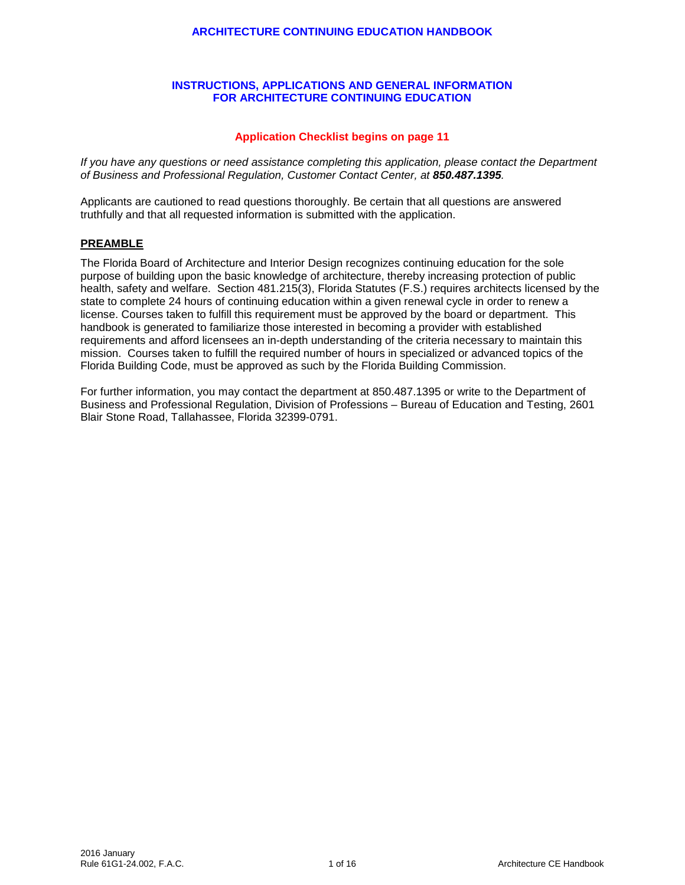# ARCHITECTURE CONTINUING EDUCATION HANDBOOK

## INSTRUCTIONS, APPLICATIONS AND GENERAL INFORMATION FOR ARCHITECTURE CONTINUING EDUCATION

**Application Checklist begins on page 11**

*If you have any questions or need assistance completing this application, please contact the Department of Business and Professional Regulation, Customer Contact Center, at **850.487.1395**.*

Applicants are cautioned to read questions thoroughly. Be certain that all questions are answered truthfully and that all requested information is submitted with the application.

### PREAMBLE

The Florida Board of Architecture and Interior Design recognizes continuing education for the sole purpose of building upon the basic knowledge of architecture, thereby increasing protection of public health, safety and welfare. Section 481.215(3), Florida Statutes (F.S.) requires architects licensed by the state to complete 24 hours of continuing education within a given renewal cycle in order to renew a license. Courses taken to fulfill this requirement must be approved by the board or department. This handbook is generated to familiarize those interested in becoming a provider with established requirements and afford licensees an in-depth understanding of the criteria necessary to maintain this mission. Courses taken to fulfill the required number of hours in specialized or advanced topics of the Florida Building Code, must be approved as such by the Florida Building Commission.

For further information, you may contact the department at 850.487.1395 or write to the Department of Business and Professional Regulation, Division of Professions – Bureau of Education and Testing, 2601 Blair Stone Road, Tallahassee, Florida 32399-0791.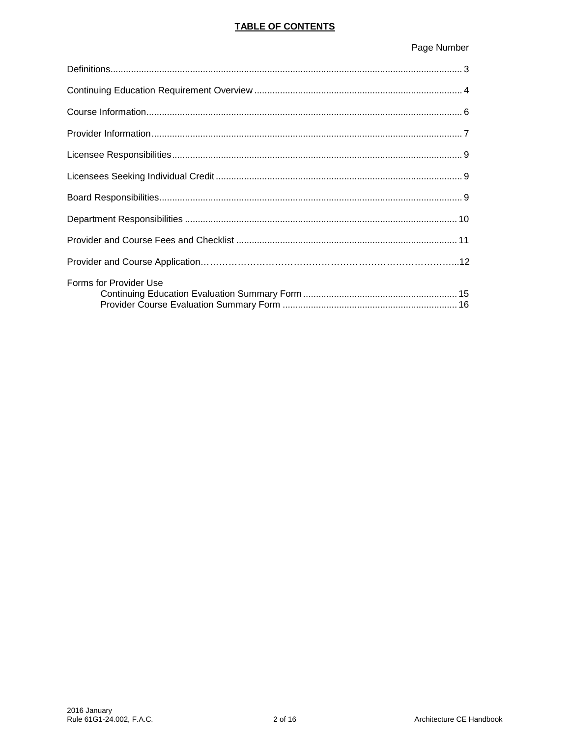# TABLE OF CONTENTS

| | Page Number |
|---|---|
| Definitions | 3 |
| Continuing Education Requirement Overview | 4 |
| Course Information | 6 |
| Provider Information | 7 |
| Licensee Responsibilities | 9 |
| Licensees Seeking Individual Credit | 9 |
| Board Responsibilities | 9 |
| Department Responsibilities | 10 |
| Provider and Course Fees and Checklist | 11 |
| Provider and Course Application | 12 |
| Forms for Provider Use | |
| Continuing Education Evaluation Summary Form | 15 |
| Provider Course Evaluation Summary Form | 16 |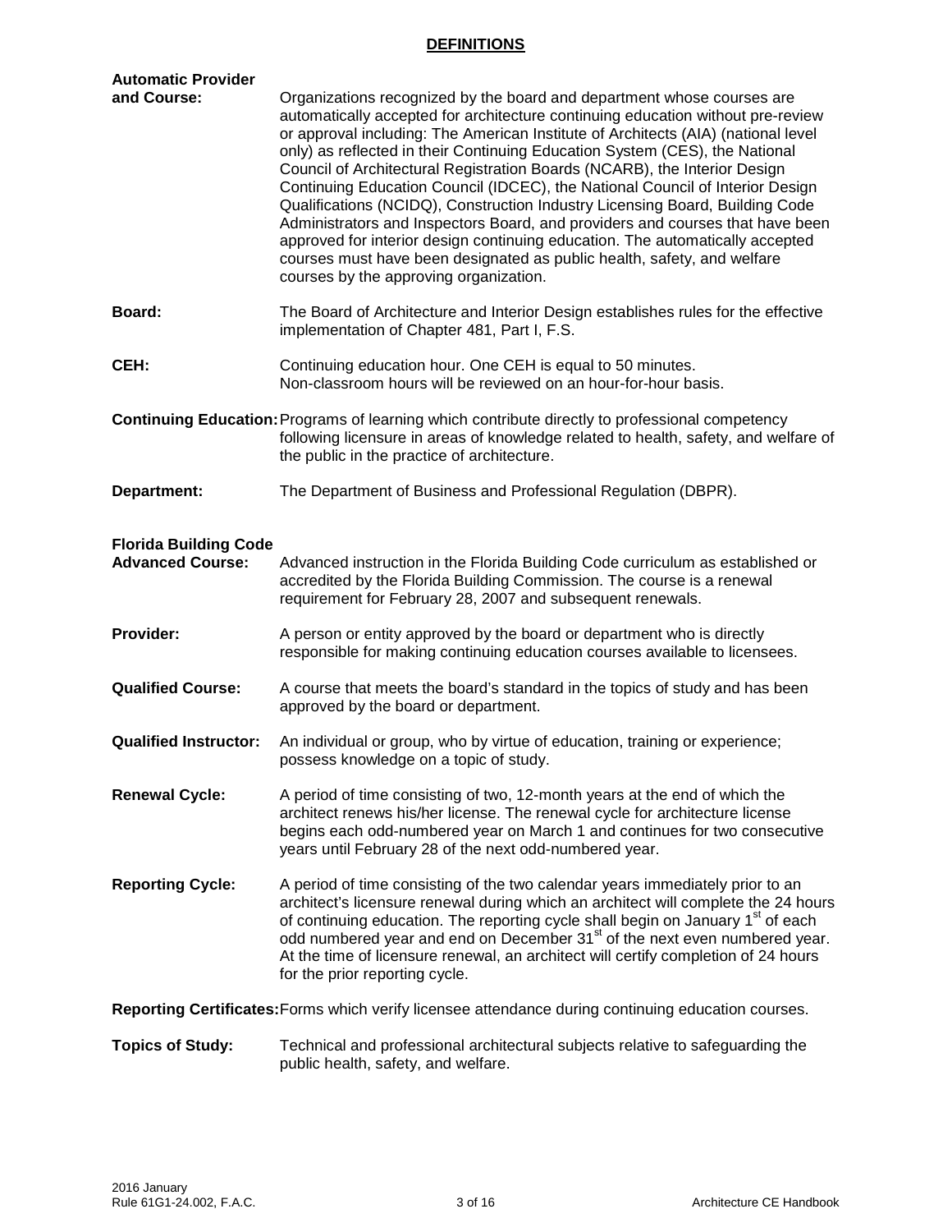## DEFINITIONS

**Automatic Provider and Course:** Organizations recognized by the board and department whose courses are automatically accepted for architecture continuing education without pre-review or approval including: The American Institute of Architects (AIA) (national level only) as reflected in their Continuing Education System (CES), the National Council of Architectural Registration Boards (NCARB), the Interior Design Continuing Education Council (IDCEC), the National Council of Interior Design Qualifications (NCIDQ), Construction Industry Licensing Board, Building Code Administrators and Inspectors Board, and providers and courses that have been approved for interior design continuing education. The automatically accepted courses must have been designated as public health, safety, and welfare courses by the approving organization.

**Board:** The Board of Architecture and Interior Design establishes rules for the effective implementation of Chapter 481, Part I, F.S.

**CEH:** Continuing education hour. One CEH is equal to 50 minutes. Non-classroom hours will be reviewed on an hour-for-hour basis.

**Continuing Education:** Programs of learning which contribute directly to professional competency following licensure in areas of knowledge related to health, safety, and welfare of the public in the practice of architecture.

**Department:** The Department of Business and Professional Regulation (DBPR).

**Florida Building Code Advanced Course:** Advanced instruction in the Florida Building Code curriculum as established or accredited by the Florida Building Commission. The course is a renewal requirement for February 28, 2007 and subsequent renewals.

**Provider:** A person or entity approved by the board or department who is directly responsible for making continuing education courses available to licensees.

**Qualified Course:** A course that meets the board's standard in the topics of study and has been approved by the board or department.

**Qualified Instructor:** An individual or group, who by virtue of education, training or experience; possess knowledge on a topic of study.

**Renewal Cycle:** A period of time consisting of two, 12-month years at the end of which the architect renews his/her license. The renewal cycle for architecture license begins each odd-numbered year on March 1 and continues for two consecutive years until February 28 of the next odd-numbered year.

**Reporting Cycle:** A period of time consisting of the two calendar years immediately prior to an architect's licensure renewal during which an architect will complete the 24 hours of continuing education. The reporting cycle shall begin on January 1st of each odd numbered year and end on December 31st of the next even numbered year. At the time of licensure renewal, an architect will certify completion of 24 hours for the prior reporting cycle.

**Reporting Certificates:** Forms which verify licensee attendance during continuing education courses.

**Topics of Study:** Technical and professional architectural subjects relative to safeguarding the public health, safety, and welfare.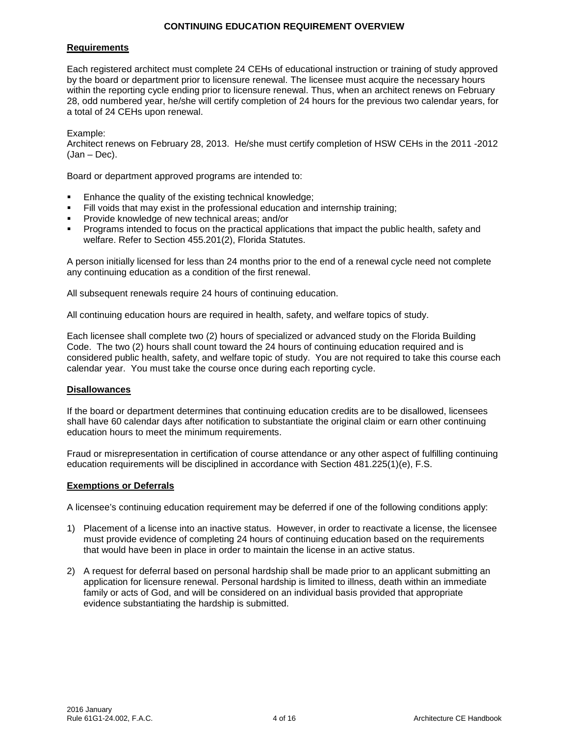## CONTINUING EDUCATION REQUIREMENT OVERVIEW

### Requirements

Each registered architect must complete 24 CEHs of educational instruction or training of study approved by the board or department prior to licensure renewal. The licensee must acquire the necessary hours within the reporting cycle ending prior to licensure renewal. Thus, when an architect renews on February 28, odd numbered year, he/she will certify completion of 24 hours for the previous two calendar years, for a total of 24 CEHs upon renewal.

Example:
Architect renews on February 28, 2013. He/she must certify completion of HSW CEHs in the 2011 -2012 (Jan – Dec).

Board or department approved programs are intended to:

- Enhance the quality of the existing technical knowledge;
- Fill voids that may exist in the professional education and internship training;
- Provide knowledge of new technical areas; and/or
- Programs intended to focus on the practical applications that impact the public health, safety and welfare. Refer to Section 455.201(2), Florida Statutes.

A person initially licensed for less than 24 months prior to the end of a renewal cycle need not complete any continuing education as a condition of the first renewal.

All subsequent renewals require 24 hours of continuing education.

All continuing education hours are required in health, safety, and welfare topics of study.

Each licensee shall complete two (2) hours of specialized or advanced study on the Florida Building Code. The two (2) hours shall count toward the 24 hours of continuing education required and is considered public health, safety, and welfare topic of study. You are not required to take this course each calendar year. You must take the course once during each reporting cycle.

### Disallowances

If the board or department determines that continuing education credits are to be disallowed, licensees shall have 60 calendar days after notification to substantiate the original claim or earn other continuing education hours to meet the minimum requirements.

Fraud or misrepresentation in certification of course attendance or any other aspect of fulfilling continuing education requirements will be disciplined in accordance with Section 481.225(1)(e), F.S.

### Exemptions or Deferrals

A licensee's continuing education requirement may be deferred if one of the following conditions apply:

1) Placement of a license into an inactive status. However, in order to reactivate a license, the licensee must provide evidence of completing 24 hours of continuing education based on the requirements that would have been in place in order to maintain the license in an active status.

2) A request for deferral based on personal hardship shall be made prior to an applicant submitting an application for licensure renewal. Personal hardship is limited to illness, death within an immediate family or acts of God, and will be considered on an individual basis provided that appropriate evidence substantiating the hardship is submitted.

2016 January
Rule 61G1-24.002, F.A.C.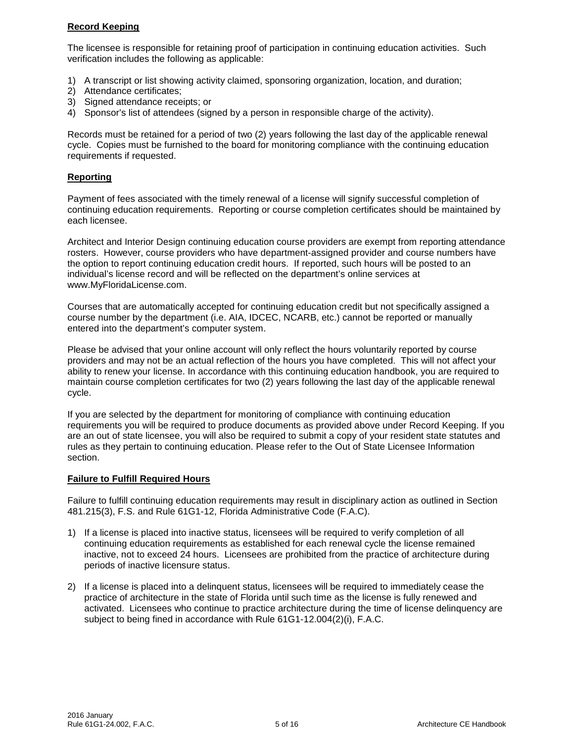## Record Keeping

The licensee is responsible for retaining proof of participation in continuing education activities. Such verification includes the following as applicable:

1) A transcript or list showing activity claimed, sponsoring organization, location, and duration;
2) Attendance certificates;
3) Signed attendance receipts; or
4) Sponsor's list of attendees (signed by a person in responsible charge of the activity).

Records must be retained for a period of two (2) years following the last day of the applicable renewal cycle. Copies must be furnished to the board for monitoring compliance with the continuing education requirements if requested.

## Reporting

Payment of fees associated with the timely renewal of a license will signify successful completion of continuing education requirements. Reporting or course completion certificates should be maintained by each licensee.

Architect and Interior Design continuing education course providers are exempt from reporting attendance rosters. However, course providers who have department-assigned provider and course numbers have the option to report continuing education credit hours. If reported, such hours will be posted to an individual's license record and will be reflected on the department's online services at www.MyFloridaLicense.com.

Courses that are automatically accepted for continuing education credit but not specifically assigned a course number by the department (i.e. AIA, IDCEC, NCARB, etc.) cannot be reported or manually entered into the department's computer system.

Please be advised that your online account will only reflect the hours voluntarily reported by course providers and may not be an actual reflection of the hours you have completed. This will not affect your ability to renew your license. In accordance with this continuing education handbook, you are required to maintain course completion certificates for two (2) years following the last day of the applicable renewal cycle.

If you are selected by the department for monitoring of compliance with continuing education requirements you will be required to produce documents as provided above under Record Keeping. If you are an out of state licensee, you will also be required to submit a copy of your resident state statutes and rules as they pertain to continuing education. Please refer to the Out of State Licensee Information section.

## Failure to Fulfill Required Hours

Failure to fulfill continuing education requirements may result in disciplinary action as outlined in Section 481.215(3), F.S. and Rule 61G1-12, Florida Administrative Code (F.A.C).

1) If a license is placed into inactive status, licensees will be required to verify completion of all continuing education requirements as established for each renewal cycle the license remained inactive, not to exceed 24 hours. Licensees are prohibited from the practice of architecture during periods of inactive licensure status.

2) If a license is placed into a delinquent status, licensees will be required to immediately cease the practice of architecture in the state of Florida until such time as the license is fully renewed and activated. Licensees who continue to practice architecture during the time of license delinquency are subject to being fined in accordance with Rule 61G1-12.004(2)(i), F.A.C.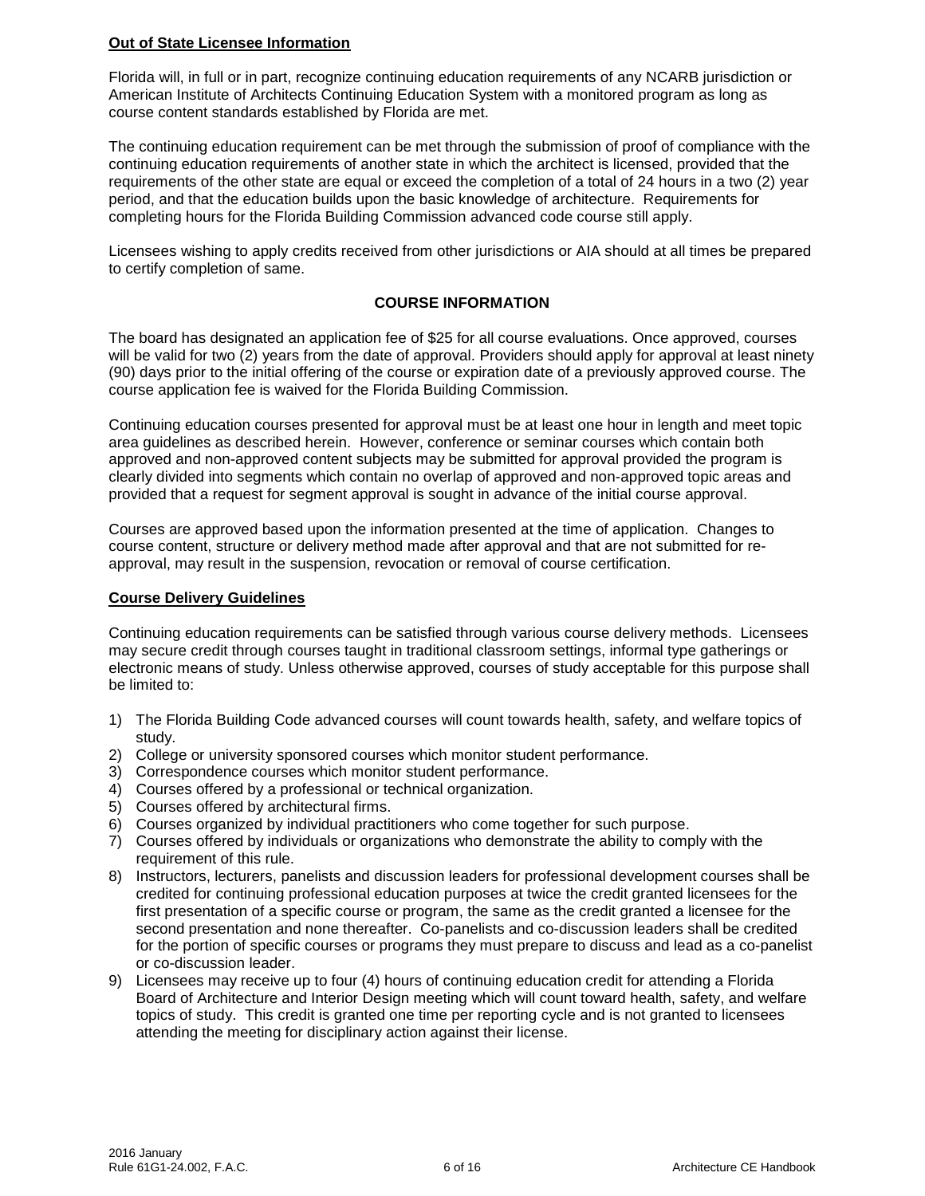**Out of State Licensee Information**

Florida will, in full or in part, recognize continuing education requirements of any NCARB jurisdiction or American Institute of Architects Continuing Education System with a monitored program as long as course content standards established by Florida are met.

The continuing education requirement can be met through the submission of proof of compliance with the continuing education requirements of another state in which the architect is licensed, provided that the requirements of the other state are equal or exceed the completion of a total of 24 hours in a two (2) year period, and that the education builds upon the basic knowledge of architecture. Requirements for completing hours for the Florida Building Commission advanced code course still apply.

Licensees wishing to apply credits received from other jurisdictions or AIA should at all times be prepared to certify completion of same.

## COURSE INFORMATION

The board has designated an application fee of $25 for all course evaluations. Once approved, courses will be valid for two (2) years from the date of approval. Providers should apply for approval at least ninety (90) days prior to the initial offering of the course or expiration date of a previously approved course. The course application fee is waived for the Florida Building Commission.

Continuing education courses presented for approval must be at least one hour in length and meet topic area guidelines as described herein. However, conference or seminar courses which contain both approved and non-approved content subjects may be submitted for approval provided the program is clearly divided into segments which contain no overlap of approved and non-approved topic areas and provided that a request for segment approval is sought in advance of the initial course approval.

Courses are approved based upon the information presented at the time of application. Changes to course content, structure or delivery method made after approval and that are not submitted for re-approval, may result in the suspension, revocation or removal of course certification.

**Course Delivery Guidelines**

Continuing education requirements can be satisfied through various course delivery methods. Licensees may secure credit through courses taught in traditional classroom settings, informal type gatherings or electronic means of study. Unless otherwise approved, courses of study acceptable for this purpose shall be limited to:

1) The Florida Building Code advanced courses will count towards health, safety, and welfare topics of study.
2) College or university sponsored courses which monitor student performance.
3) Correspondence courses which monitor student performance.
4) Courses offered by a professional or technical organization.
5) Courses offered by architectural firms.
6) Courses organized by individual practitioners who come together for such purpose.
7) Courses offered by individuals or organizations who demonstrate the ability to comply with the requirement of this rule.
8) Instructors, lecturers, panelists and discussion leaders for professional development courses shall be credited for continuing professional education purposes at twice the credit granted licensees for the first presentation of a specific course or program, the same as the credit granted a licensee for the second presentation and none thereafter. Co-panelists and co-discussion leaders shall be credited for the portion of specific courses or programs they must prepare to discuss and lead as a co-panelist or co-discussion leader.
9) Licensees may receive up to four (4) hours of continuing education credit for attending a Florida Board of Architecture and Interior Design meeting which will count toward health, safety, and welfare topics of study. This credit is granted one time per reporting cycle and is not granted to licensees attending the meeting for disciplinary action against their license.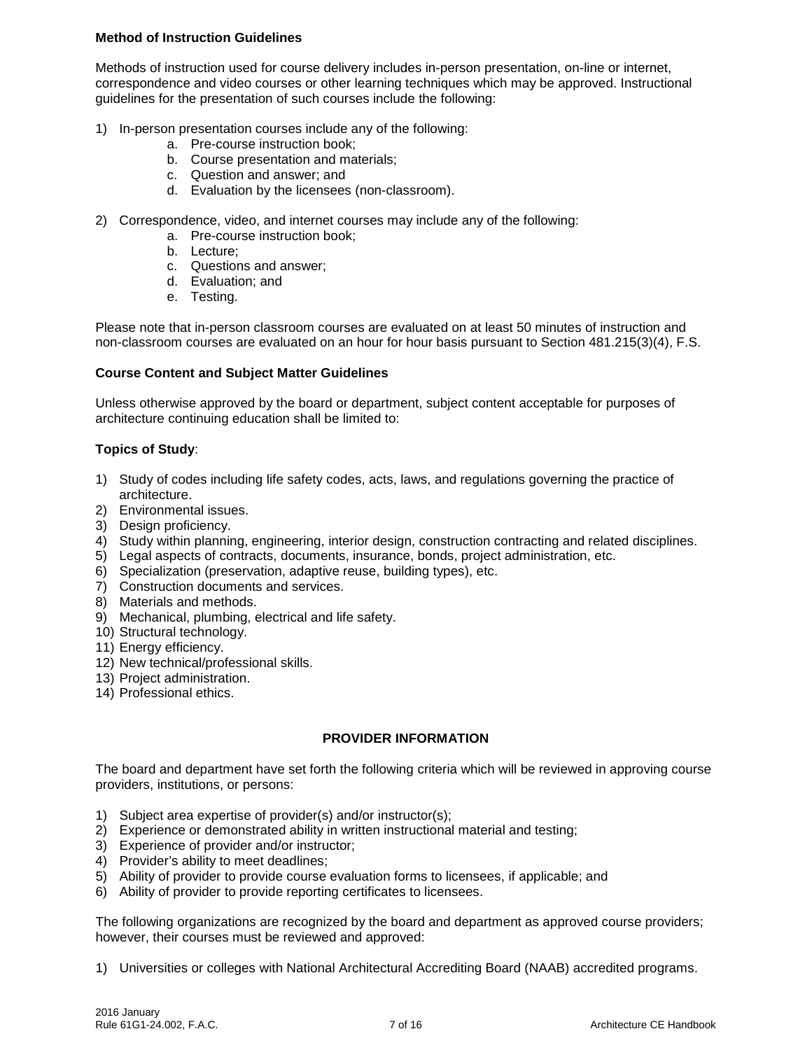**Method of Instruction Guidelines**

Methods of instruction used for course delivery includes in-person presentation, on-line or internet, correspondence and video courses or other learning techniques which may be approved. Instructional guidelines for the presentation of such courses include the following:

1) In-person presentation courses include any of the following:
    a. Pre-course instruction book;
    b. Course presentation and materials;
    c. Question and answer; and
    d. Evaluation by the licensees (non-classroom).

2) Correspondence, video, and internet courses may include any of the following:
    a. Pre-course instruction book;
    b. Lecture;
    c. Questions and answer;
    d. Evaluation; and
    e. Testing.

Please note that in-person classroom courses are evaluated on at least 50 minutes of instruction and non-classroom courses are evaluated on an hour for hour basis pursuant to Section 481.215(3)(4), F.S.

**Course Content and Subject Matter Guidelines**

Unless otherwise approved by the board or department, subject content acceptable for purposes of architecture continuing education shall be limited to:

**Topics of Study**:

1) Study of codes including life safety codes, acts, laws, and regulations governing the practice of architecture.
2) Environmental issues.
3) Design proficiency.
4) Study within planning, engineering, interior design, construction contracting and related disciplines.
5) Legal aspects of contracts, documents, insurance, bonds, project administration, etc.
6) Specialization (preservation, adaptive reuse, building types), etc.
7) Construction documents and services.
8) Materials and methods.
9) Mechanical, plumbing, electrical and life safety.
10) Structural technology.
11) Energy efficiency.
12) New technical/professional skills.
13) Project administration.
14) Professional ethics.

**PROVIDER INFORMATION**

The board and department have set forth the following criteria which will be reviewed in approving course providers, institutions, or persons:

1) Subject area expertise of provider(s) and/or instructor(s);
2) Experience or demonstrated ability in written instructional material and testing;
3) Experience of provider and/or instructor;
4) Provider's ability to meet deadlines;
5) Ability of provider to provide course evaluation forms to licensees, if applicable; and
6) Ability of provider to provide reporting certificates to licensees.

The following organizations are recognized by the board and department as approved course providers; however, their courses must be reviewed and approved:

1) Universities or colleges with National Architectural Accrediting Board (NAAB) accredited programs.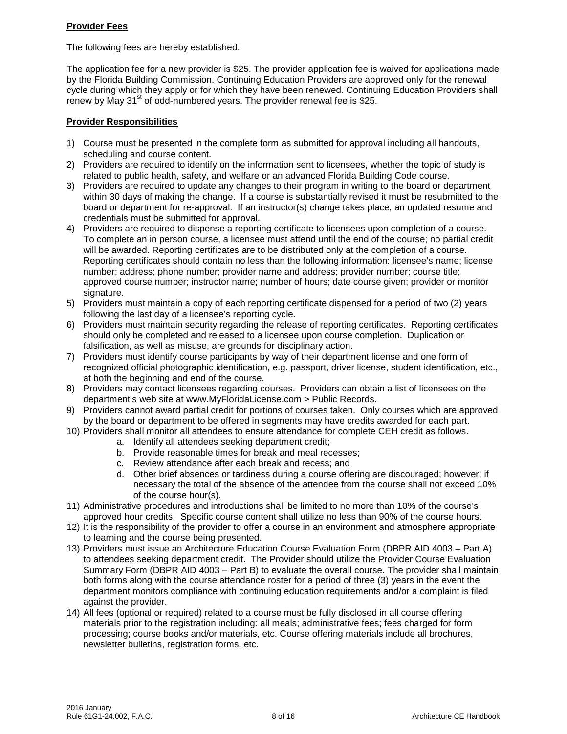**Provider Fees**

The following fees are hereby established:

The application fee for a new provider is $25. The provider application fee is waived for applications made by the Florida Building Commission. Continuing Education Providers are approved only for the renewal cycle during which they apply or for which they have been renewed. Continuing Education Providers shall renew by May 31st of odd-numbered years. The provider renewal fee is $25.

**Provider Responsibilities**

1) Course must be presented in the complete form as submitted for approval including all handouts, scheduling and course content.
2) Providers are required to identify on the information sent to licensees, whether the topic of study is related to public health, safety, and welfare or an advanced Florida Building Code course.
3) Providers are required to update any changes to their program in writing to the board or department within 30 days of making the change. If a course is substantially revised it must be resubmitted to the board or department for re-approval. If an instructor(s) change takes place, an updated resume and credentials must be submitted for approval.
4) Providers are required to dispense a reporting certificate to licensees upon completion of a course. To complete an in person course, a licensee must attend until the end of the course; no partial credit will be awarded. Reporting certificates are to be distributed only at the completion of a course. Reporting certificates should contain no less than the following information: licensee's name; license number; address; phone number; provider name and address; provider number; course title; approved course number; instructor name; number of hours; date course given; provider or monitor signature.
5) Providers must maintain a copy of each reporting certificate dispensed for a period of two (2) years following the last day of a licensee's reporting cycle.
6) Providers must maintain security regarding the release of reporting certificates. Reporting certificates should only be completed and released to a licensee upon course completion. Duplication or falsification, as well as misuse, are grounds for disciplinary action.
7) Providers must identify course participants by way of their department license and one form of recognized official photographic identification, e.g. passport, driver license, student identification, etc., at both the beginning and end of the course.
8) Providers may contact licensees regarding courses. Providers can obtain a list of licensees on the department's web site at www.MyFloridaLicense.com > Public Records.
9) Providers cannot award partial credit for portions of courses taken. Only courses which are approved by the board or department to be offered in segments may have credits awarded for each part.
10) Providers shall monitor all attendees to ensure attendance for complete CEH credit as follows.
    a. Identify all attendees seeking department credit;
    b. Provide reasonable times for break and meal recesses;
    c. Review attendance after each break and recess; and
    d. Other brief absences or tardiness during a course offering are discouraged; however, if necessary the total of the absence of the attendee from the course shall not exceed 10% of the course hour(s).
11) Administrative procedures and introductions shall be limited to no more than 10% of the course's approved hour credits. Specific course content shall utilize no less than 90% of the course hours.
12) It is the responsibility of the provider to offer a course in an environment and atmosphere appropriate to learning and the course being presented.
13) Providers must issue an Architecture Education Course Evaluation Form (DBPR AID 4003 – Part A) to attendees seeking department credit. The Provider should utilize the Provider Course Evaluation Summary Form (DBPR AID 4003 – Part B) to evaluate the overall course. The provider shall maintain both forms along with the course attendance roster for a period of three (3) years in the event the department monitors compliance with continuing education requirements and/or a complaint is filed against the provider.
14) All fees (optional or required) related to a course must be fully disclosed in all course offering materials prior to the registration including: all meals; administrative fees; fees charged for form processing; course books and/or materials, etc. Course offering materials include all brochures, newsletter bulletins, registration forms, etc.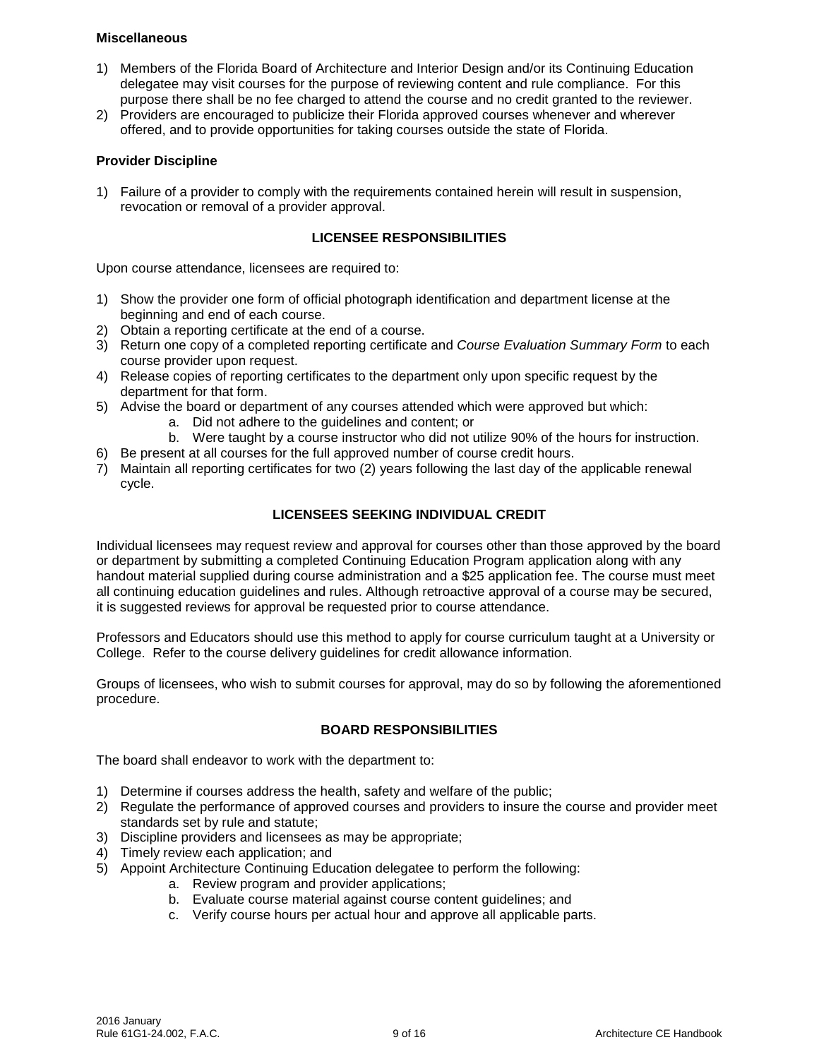**Miscellaneous**

1) Members of the Florida Board of Architecture and Interior Design and/or its Continuing Education delegatee may visit courses for the purpose of reviewing content and rule compliance. For this purpose there shall be no fee charged to attend the course and no credit granted to the reviewer.
2) Providers are encouraged to publicize their Florida approved courses whenever and wherever offered, and to provide opportunities for taking courses outside the state of Florida.

**Provider Discipline**

1) Failure of a provider to comply with the requirements contained herein will result in suspension, revocation or removal of a provider approval.

## LICENSEE RESPONSIBILITIES

Upon course attendance, licensees are required to:

1) Show the provider one form of official photograph identification and department license at the beginning and end of each course.
2) Obtain a reporting certificate at the end of a course.
3) Return one copy of a completed reporting certificate and *Course Evaluation Summary Form* to each course provider upon request.
4) Release copies of reporting certificates to the department only upon specific request by the department for that form.
5) Advise the board or department of any courses attended which were approved but which:
    a. Did not adhere to the guidelines and content; or
    b. Were taught by a course instructor who did not utilize 90% of the hours for instruction.
6) Be present at all courses for the full approved number of course credit hours.
7) Maintain all reporting certificates for two (2) years following the last day of the applicable renewal cycle.

## LICENSEES SEEKING INDIVIDUAL CREDIT

Individual licensees may request review and approval for courses other than those approved by the board or department by submitting a completed Continuing Education Program application along with any handout material supplied during course administration and a $25 application fee. The course must meet all continuing education guidelines and rules. Although retroactive approval of a course may be secured, it is suggested reviews for approval be requested prior to course attendance.

Professors and Educators should use this method to apply for course curriculum taught at a University or College. Refer to the course delivery guidelines for credit allowance information.

Groups of licensees, who wish to submit courses for approval, may do so by following the aforementioned procedure.

## BOARD RESPONSIBILITIES

The board shall endeavor to work with the department to:

1) Determine if courses address the health, safety and welfare of the public;
2) Regulate the performance of approved courses and providers to insure the course and provider meet standards set by rule and statute;
3) Discipline providers and licensees as may be appropriate;
4) Timely review each application; and
5) Appoint Architecture Continuing Education delegatee to perform the following:
    a. Review program and provider applications;
    b. Evaluate course material against course content guidelines; and
    c. Verify course hours per actual hour and approve all applicable parts.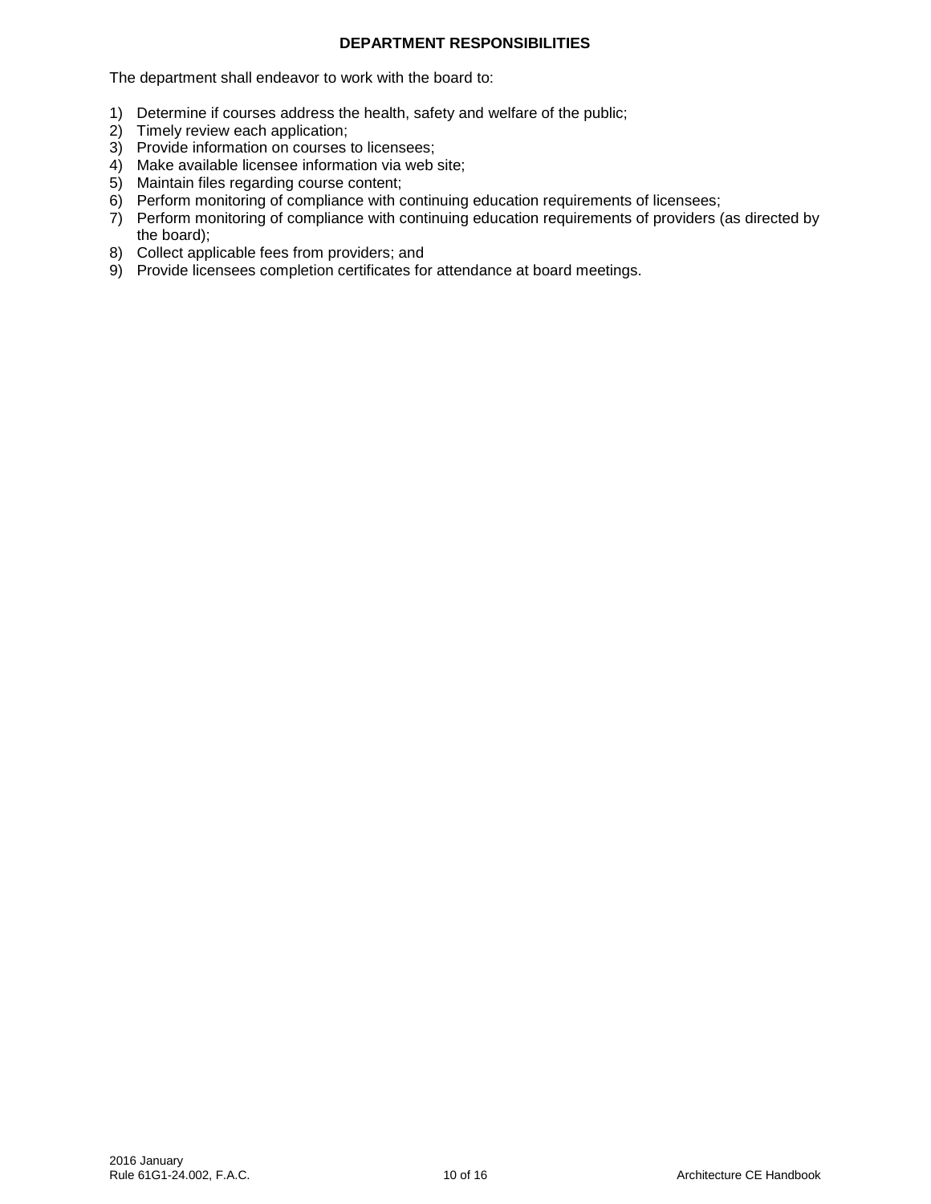## DEPARTMENT RESPONSIBILITIES

The department shall endeavor to work with the board to:

1) Determine if courses address the health, safety and welfare of the public;
2) Timely review each application;
3) Provide information on courses to licensees;
4) Make available licensee information via web site;
5) Maintain files regarding course content;
6) Perform monitoring of compliance with continuing education requirements of licensees;
7) Perform monitoring of compliance with continuing education requirements of providers (as directed by the board);
8) Collect applicable fees from providers; and
9) Provide licensees completion certificates for attendance at board meetings.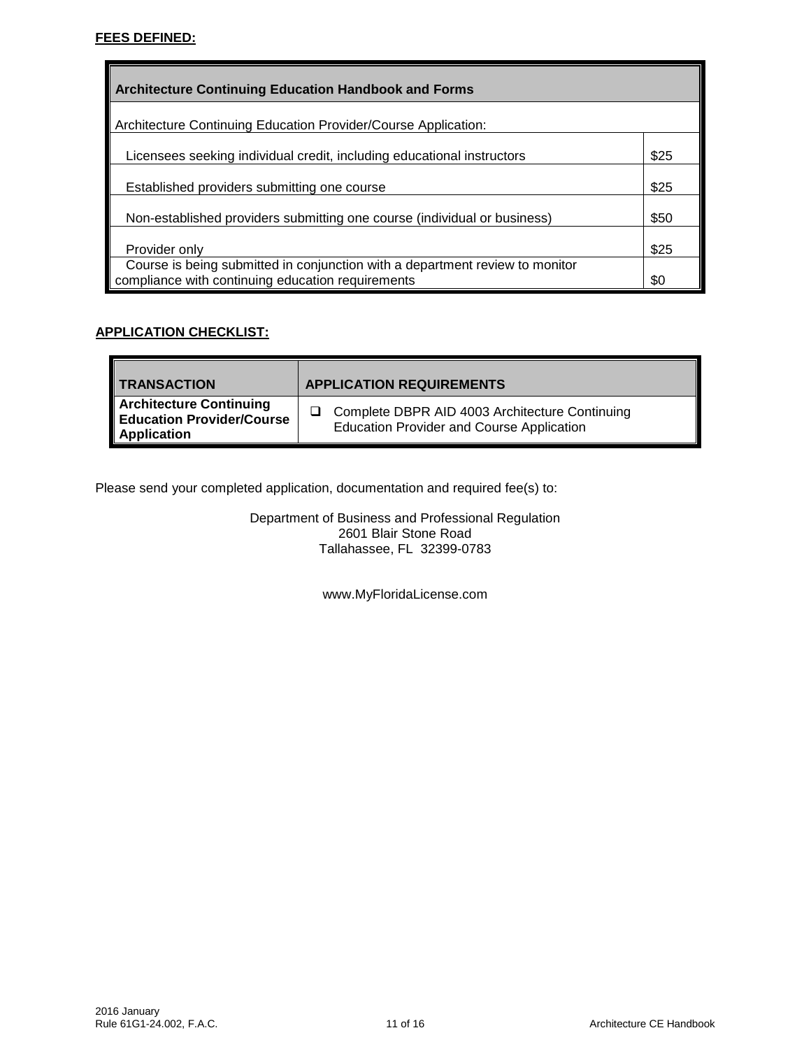**FEES DEFINED:**

| Architecture Continuing Education Handbook and Forms | |
|---|---|
| Architecture Continuing Education Provider/Course Application: | |
| Licensees seeking individual credit, including educational instructors | $25 |
| Established providers submitting one course | $25 |
| Non-established providers submitting one course (individual or business) | $50 |
| Provider only | $25 |
| Course is being submitted in conjunction with a department review to monitor compliance with continuing education requirements | $0 |

**APPLICATION CHECKLIST:**

| TRANSACTION | APPLICATION REQUIREMENTS |
|---|---|
| **Architecture Continuing Education Provider/Course Application** | ❑ Complete DBPR AID 4003 Architecture Continuing Education Provider and Course Application |

Please send your completed application, documentation and required fee(s) to:

Department of Business and Professional Regulation
2601 Blair Stone Road
Tallahassee, FL 32399-0783

www.MyFloridaLicense.com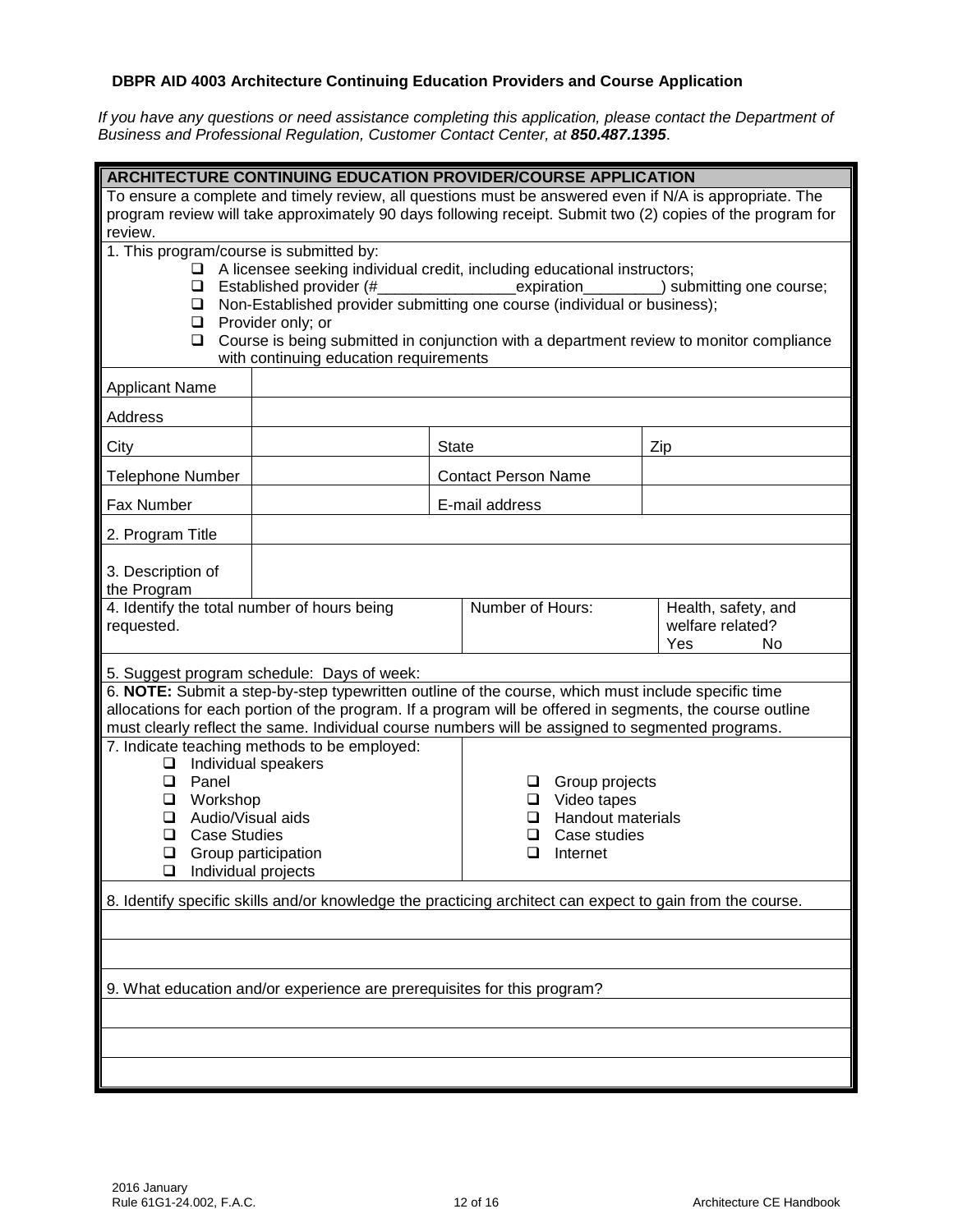**DBPR AID 4003 Architecture Continuing Education Providers and Course Application**

*If you have any questions or need assistance completing this application, please contact the Department of Business and Professional Regulation, Customer Contact Center, at **850.487.1395**.*

**ARCHITECTURE CONTINUING EDUCATION PROVIDER/COURSE APPLICATION**

To ensure a complete and timely review, all questions must be answered even if N/A is appropriate. The program review will take approximately 90 days following receipt. Submit two (2) copies of the program for review.

1. This program/course is submitted by:
   - ❑ A licensee seeking individual credit, including educational instructors;
   - ❑ Established provider (#________________expiration_________) submitting one course;
   - ❑ Non-Established provider submitting one course (individual or business);
   - ❑ Provider only; or
   - ❑ Course is being submitted in conjunction with a department review to monitor compliance with continuing education requirements

| Applicant Name | | | |
|---|---|---|---|
| Address | | | |
| City | | State | Zip |
| Telephone Number | | Contact Person Name | |
| Fax Number | | E-mail address | |
| 2. Program Title | | | |
| 3. Description of the Program | | | |

| 4. Identify the total number of hours being requested. | Number of Hours: | Health, safety, and welfare related? Yes No |
|---|---|---|

5. Suggest program schedule: Days of week:

6. **NOTE:** Submit a step-by-step typewritten outline of the course, which must include specific time allocations for each portion of the program. If a program will be offered in segments, the course outline must clearly reflect the same. Individual course numbers will be assigned to segmented programs.

7. Indicate teaching methods to be employed:

| | |
|---|---|
| ❑ Individual speakers | |
| ❑ Panel | ❑ Group projects |
| ❑ Workshop | ❑ Video tapes |
| ❑ Audio/Visual aids | ❑ Handout materials |
| ❑ Case Studies | ❑ Case studies |
| ❑ Group participation | ❑ Internet |
| ❑ Individual projects | |

8. Identify specific skills and/or knowledge the practicing architect can expect to gain from the course.

9. What education and/or experience are prerequisites for this program?

2016 January
Rule 61G1-24.002, F.A.C.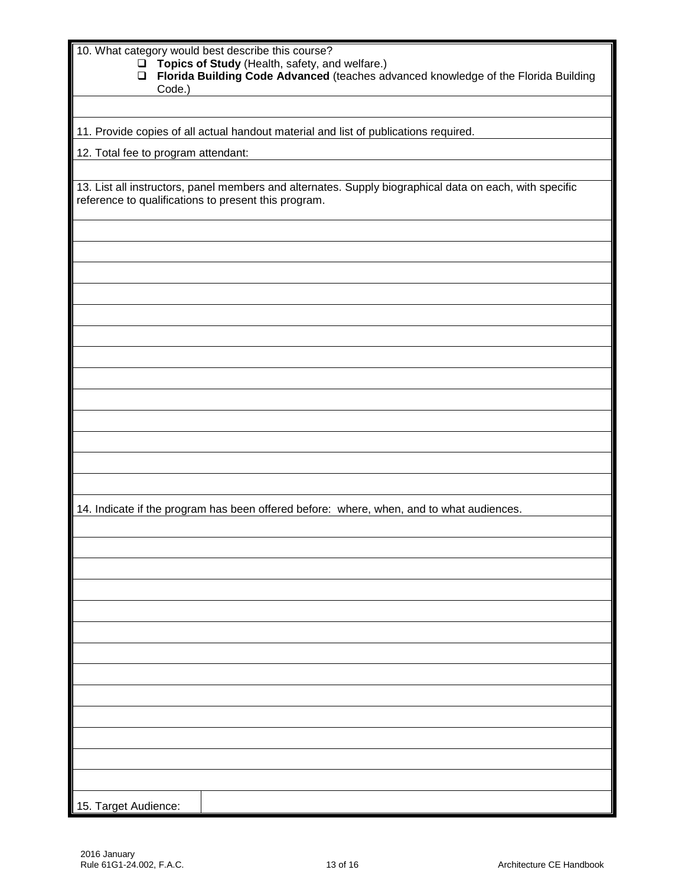10. What category would best describe this course?

- ☐ **Topics of Study** (Health, safety, and welfare.)
- ☐ **Florida Building Code Advanced** (teaches advanced knowledge of the Florida Building Code.)

11. Provide copies of all actual handout material and list of publications required.

12. Total fee to program attendant:

13. List all instructors, panel members and alternates. Supply biographical data on each, with specific reference to qualifications to present this program.

14. Indicate if the program has been offered before: where, when, and to what audiences.

| 15. Target Audience: | |
|---|---|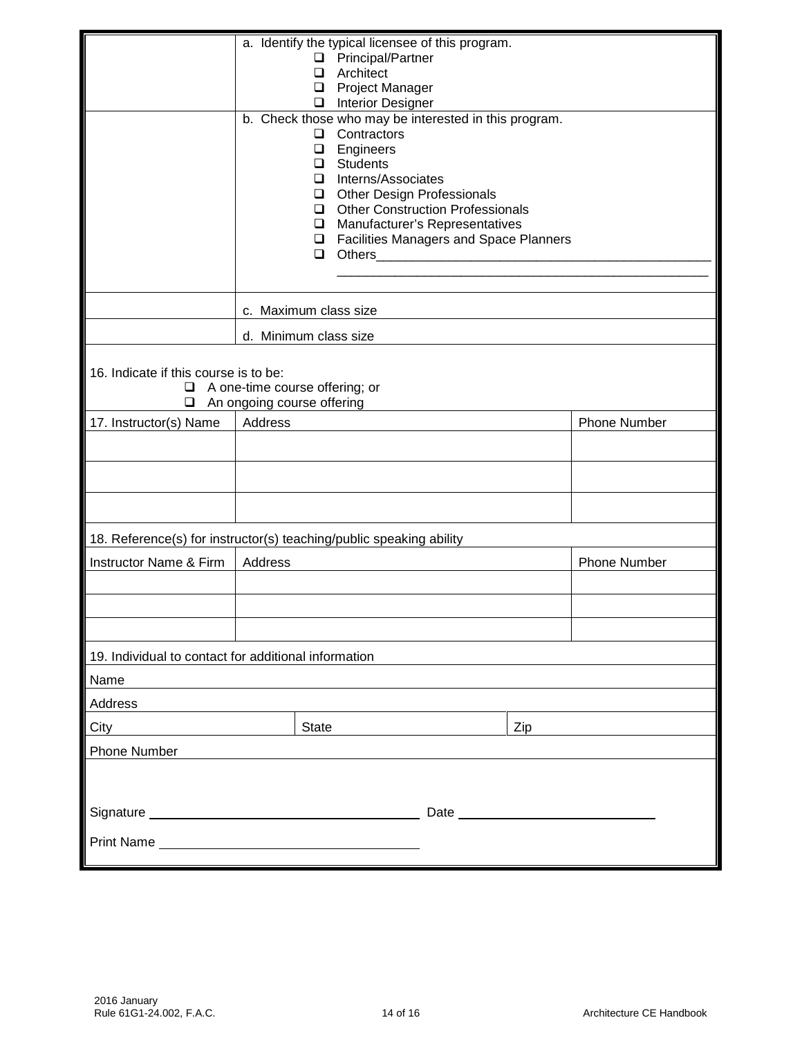| | |
|---|---|
| | a. Identify the typical licensee of this program.<br>❑ Principal/Partner<br>❑ Architect<br>❑ Project Manager<br>❑ Interior Designer |
| | b. Check those who may be interested in this program.<br>❑ Contractors<br>❑ Engineers<br>❑ Students<br>❑ Interns/Associates<br>❑ Other Design Professionals<br>❑ Other Construction Professionals<br>❑ Manufacturer's Representatives<br>❑ Facilities Managers and Space Planners<br>❑ Others_______________________________________________<br>_______________________________________________________ |
| | c. Maximum class size |
| | d. Minimum class size |

16. Indicate if this course is to be:

❑ A one-time course offering; or
❑ An ongoing course offering

| 17. Instructor(s) Name | Address | Phone Number |
|---|---|---|
| | | |
| | | |
| | | |

18. Reference(s) for instructor(s) teaching/public speaking ability

| Instructor Name & Firm | Address | Phone Number |
|---|---|---|
| | | |
| | | |
| | | |

19. Individual to contact for additional information

| | | |
|---|---|---|
| Name | | |
| Address | | |
| City | State | Zip |
| Phone Number | | |

Signature ____________________________ Date ____________________

Print Name ____________________________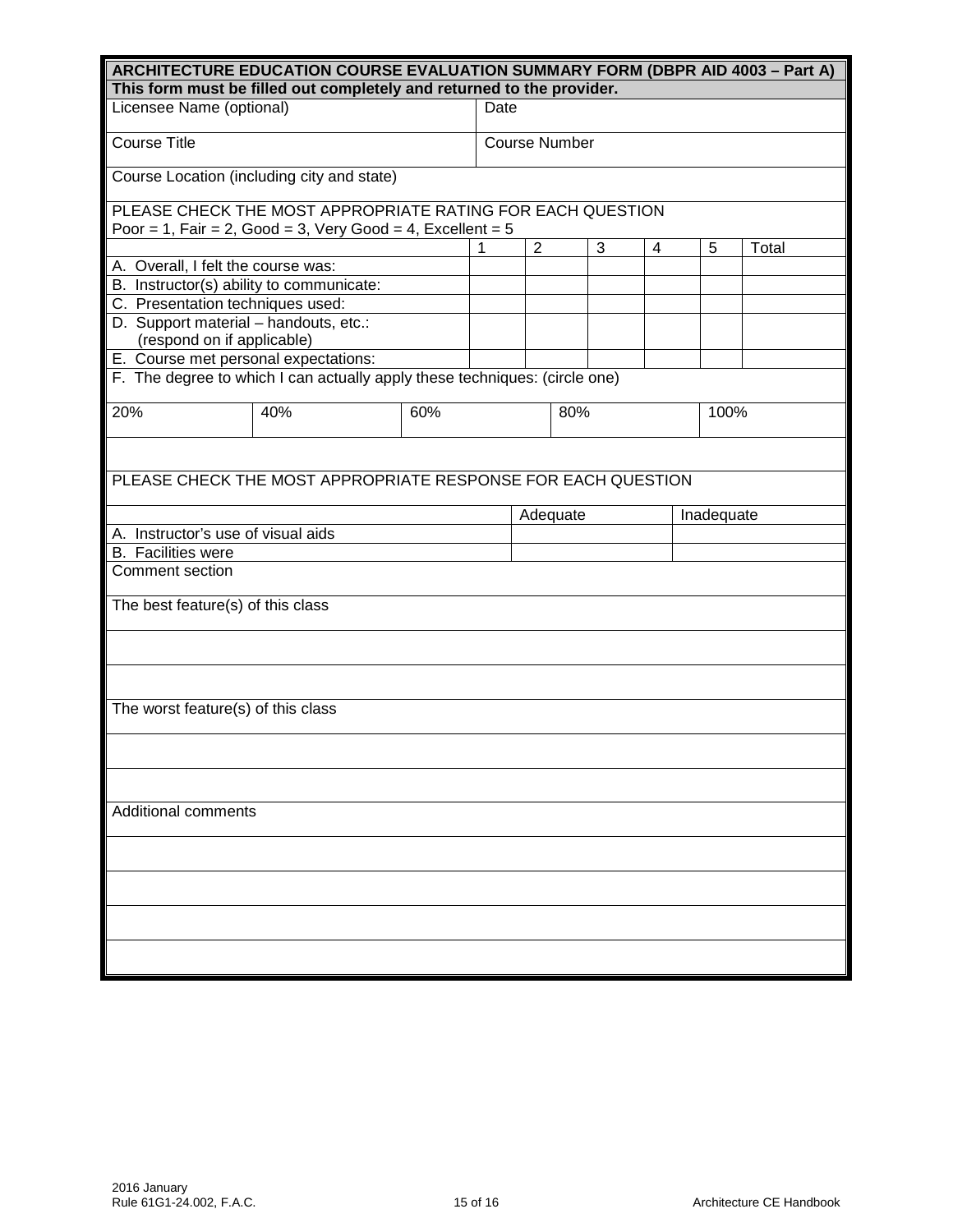**ARCHITECTURE EDUCATION COURSE EVALUATION SUMMARY FORM (DBPR AID 4003 – Part A)**

**This form must be filled out completely and returned to the provider.**

| Licensee Name (optional) | Date |
|---|---|
| Course Title | Course Number |
| Course Location (including city and state) | |

PLEASE CHECK THE MOST APPROPRIATE RATING FOR EACH QUESTION
Poor = 1, Fair = 2, Good = 3, Very Good = 4, Excellent = 5

| | 1 | 2 | 3 | 4 | 5 | Total |
|---|---|---|---|---|---|---|
| A. Overall, I felt the course was: | | | | | | |
| B. Instructor(s) ability to communicate: | | | | | | |
| C. Presentation techniques used: | | | | | | |
| D. Support material – handouts, etc.: (respond on if applicable) | | | | | | |
| E. Course met personal expectations: | | | | | | |

F. The degree to which I can actually apply these techniques: (circle one)

| 20% | 40% | 60% | 80% | 100% |
|---|---|---|---|---|

PLEASE CHECK THE MOST APPROPRIATE RESPONSE FOR EACH QUESTION

| | Adequate | Inadequate |
|---|---|---|
| A. Instructor's use of visual aids | | |
| B. Facilities were | | |

Comment section

The best feature(s) of this class

The worst feature(s) of this class

Additional comments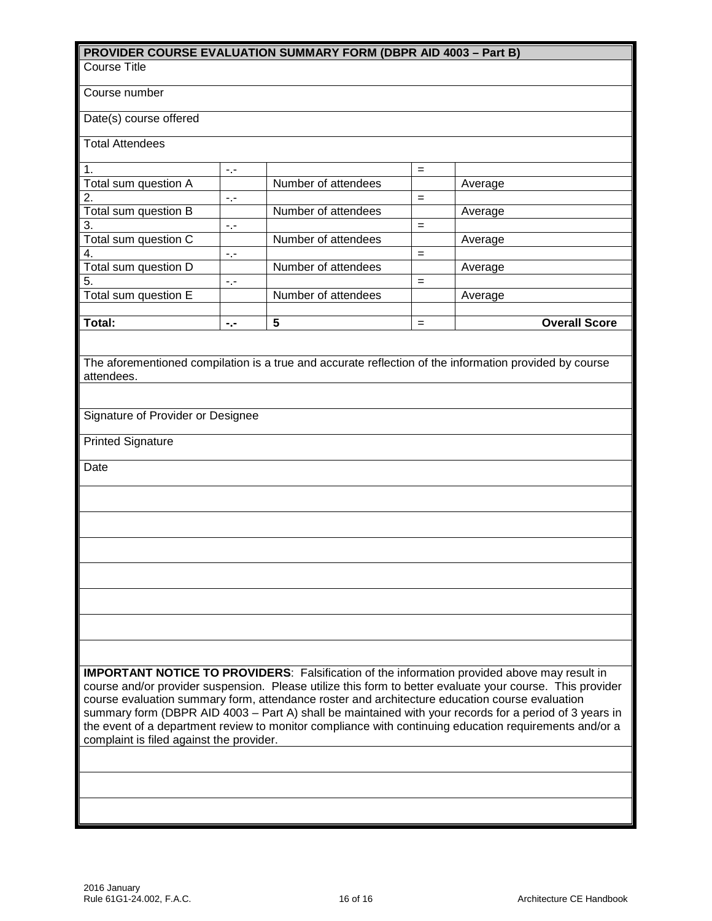**PROVIDER COURSE EVALUATION SUMMARY FORM (DBPR AID 4003 – Part B)**

Course Title

Course number

Date(s) course offered

Total Attendees

| | | | | |
|---|---|---|---|---|
| 1. | -.- | | = | |
| Total sum question A | | Number of attendees | | Average |
| 2. | -.- | | = | |
| Total sum question B | | Number of attendees | | Average |
| 3. | -.- | | = | |
| Total sum question C | | Number of attendees | | Average |
| 4. | -.- | | = | |
| Total sum question D | | Number of attendees | | Average |
| 5. | -.- | | = | |
| Total sum question E | | Number of attendees | | Average |
| | | | | |
| **Total:** | **-.-** | **5** | = | **Overall Score** |

The aforementioned compilation is a true and accurate reflection of the information provided by course attendees.

Signature of Provider or Designee

Printed Signature

Date

**IMPORTANT NOTICE TO PROVIDERS**: Falsification of the information provided above may result in course and/or provider suspension. Please utilize this form to better evaluate your course. This provider course evaluation summary form, attendance roster and architecture education course evaluation summary form (DBPR AID 4003 – Part A) shall be maintained with your records for a period of 3 years in the event of a department review to monitor compliance with continuing education requirements and/or a complaint is filed against the provider.